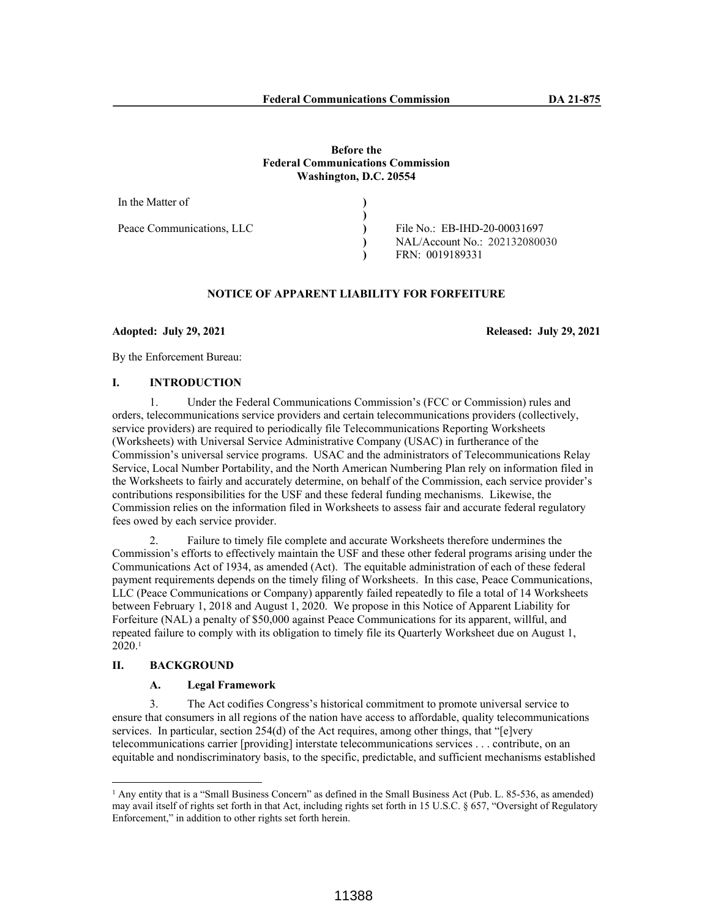**Before the**
**Federal Communications Commission**
**Washington, D.C. 20554**

| | | |
|---|---|---|
| In the Matter of | ) | |
| | ) | |
| Peace Communications, LLC | ) | File No.: EB-IHD-20-00031697 |
| | ) | NAL/Account No.: 202132080030 |
| | ) | FRN: 0019189331 |

**NOTICE OF APPARENT LIABILITY FOR FORFEITURE**

**Adopted: July 29, 2021** **Released: July 29, 2021**

By the Enforcement Bureau:

## I. INTRODUCTION

1. Under the Federal Communications Commission's (FCC or Commission) rules and orders, telecommunications service providers and certain telecommunications providers (collectively, service providers) are required to periodically file Telecommunications Reporting Worksheets (Worksheets) with Universal Service Administrative Company (USAC) in furtherance of the Commission's universal service programs. USAC and the administrators of Telecommunications Relay Service, Local Number Portability, and the North American Numbering Plan rely on information filed in the Worksheets to fairly and accurately determine, on behalf of the Commission, each service provider's contributions responsibilities for the USF and these federal funding mechanisms. Likewise, the Commission relies on the information filed in Worksheets to assess fair and accurate federal regulatory fees owed by each service provider.

2. Failure to timely file complete and accurate Worksheets therefore undermines the Commission's efforts to effectively maintain the USF and these other federal programs arising under the Communications Act of 1934, as amended (Act). The equitable administration of each of these federal payment requirements depends on the timely filing of Worksheets. In this case, Peace Communications, LLC (Peace Communications or Company) apparently failed repeatedly to file a total of 14 Worksheets between February 1, 2018 and August 1, 2020. We propose in this Notice of Apparent Liability for Forfeiture (NAL) a penalty of $50,000 against Peace Communications for its apparent, willful, and repeated failure to comply with its obligation to timely file its Quarterly Worksheet due on August 1, 2020.[1]

## II. BACKGROUND

### A. Legal Framework

3. The Act codifies Congress's historical commitment to promote universal service to ensure that consumers in all regions of the nation have access to affordable, quality telecommunications services. In particular, section 254(d) of the Act requires, among other things, that "[e]very telecommunications carrier [providing] interstate telecommunications services . . . contribute, on an equitable and nondiscriminatory basis, to the specific, predictable, and sufficient mechanisms established

[1] Any entity that is a "Small Business Concern" as defined in the Small Business Act (Pub. L. 85-536, as amended) may avail itself of rights set forth in that Act, including rights set forth in 15 U.S.C. § 657, "Oversight of Regulatory Enforcement," in addition to other rights set forth herein.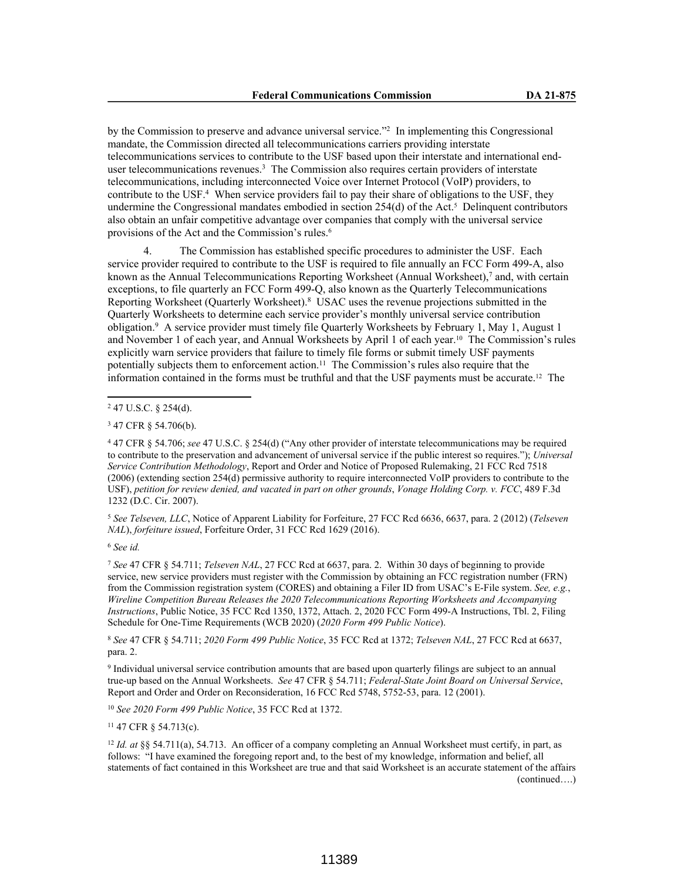by the Commission to preserve and advance universal service."[2] In implementing this Congressional mandate, the Commission directed all telecommunications carriers providing interstate telecommunications services to contribute to the USF based upon their interstate and international end-user telecommunications revenues.[3] The Commission also requires certain providers of interstate telecommunications, including interconnected Voice over Internet Protocol (VoIP) providers, to contribute to the USF.[4] When service providers fail to pay their share of obligations to the USF, they undermine the Congressional mandates embodied in section 254(d) of the Act.[5] Delinquent contributors also obtain an unfair competitive advantage over companies that comply with the universal service provisions of the Act and the Commission's rules.[6]

4. The Commission has established specific procedures to administer the USF. Each service provider required to contribute to the USF is required to file annually an FCC Form 499-A, also known as the Annual Telecommunications Reporting Worksheet (Annual Worksheet),[7] and, with certain exceptions, to file quarterly an FCC Form 499-Q, also known as the Quarterly Telecommunications Reporting Worksheet (Quarterly Worksheet).[8] USAC uses the revenue projections submitted in the Quarterly Worksheets to determine each service provider's monthly universal service contribution obligation.[9] A service provider must timely file Quarterly Worksheets by February 1, May 1, August 1 and November 1 of each year, and Annual Worksheets by April 1 of each year.[10] The Commission's rules explicitly warn service providers that failure to timely file forms or submit timely USF payments potentially subjects them to enforcement action.[11] The Commission's rules also require that the information contained in the forms must be truthful and that the USF payments must be accurate.[12] The

---

[2] 47 U.S.C. § 254(d).

[3] 47 CFR § 54.706(b).

[4] 47 CFR § 54.706; *see* 47 U.S.C. § 254(d) ("Any other provider of interstate telecommunications may be required to contribute to the preservation and advancement of universal service if the public interest so requires."); *Universal Service Contribution Methodology*, Report and Order and Notice of Proposed Rulemaking, 21 FCC Rcd 7518 (2006) (extending section 254(d) permissive authority to require interconnected VoIP providers to contribute to the USF), *petition for review denied, and vacated in part on other grounds*, *Vonage Holding Corp. v. FCC*, 489 F.3d 1232 (D.C. Cir. 2007).

[5] *See Telseven, LLC*, Notice of Apparent Liability for Forfeiture, 27 FCC Rcd 6636, 6637, para. 2 (2012) (*Telseven NAL*), *forfeiture issued*, Forfeiture Order, 31 FCC Rcd 1629 (2016).

[6] *See id.*

[7] *See* 47 CFR § 54.711; *Telseven NAL*, 27 FCC Rcd at 6637, para. 2. Within 30 days of beginning to provide service, new service providers must register with the Commission by obtaining an FCC registration number (FRN) from the Commission registration system (CORES) and obtaining a Filer ID from USAC's E-File system. *See, e.g.*, *Wireline Competition Bureau Releases the 2020 Telecommunications Reporting Worksheets and Accompanying Instructions*, Public Notice, 35 FCC Rcd 1350, 1372, Attach. 2, 2020 FCC Form 499-A Instructions, Tbl. 2, Filing Schedule for One-Time Requirements (WCB 2020) (*2020 Form 499 Public Notice*).

[8] *See* 47 CFR § 54.711; *2020 Form 499 Public Notice*, 35 FCC Rcd at 1372; *Telseven NAL*, 27 FCC Rcd at 6637, para. 2.

[9] Individual universal service contribution amounts that are based upon quarterly filings are subject to an annual true-up based on the Annual Worksheets. *See* 47 CFR § 54.711; *Federal-State Joint Board on Universal Service*, Report and Order and Order on Reconsideration, 16 FCC Rcd 5748, 5752-53, para. 12 (2001).

[10] *See 2020 Form 499 Public Notice*, 35 FCC Rcd at 1372.

[11] 47 CFR § 54.713(c).

[12] *Id. at* §§ 54.711(a), 54.713. An officer of a company completing an Annual Worksheet must certify, in part, as follows: "I have examined the foregoing report and, to the best of my knowledge, information and belief, all statements of fact contained in this Worksheet are true and that said Worksheet is an accurate statement of the affairs (continued….)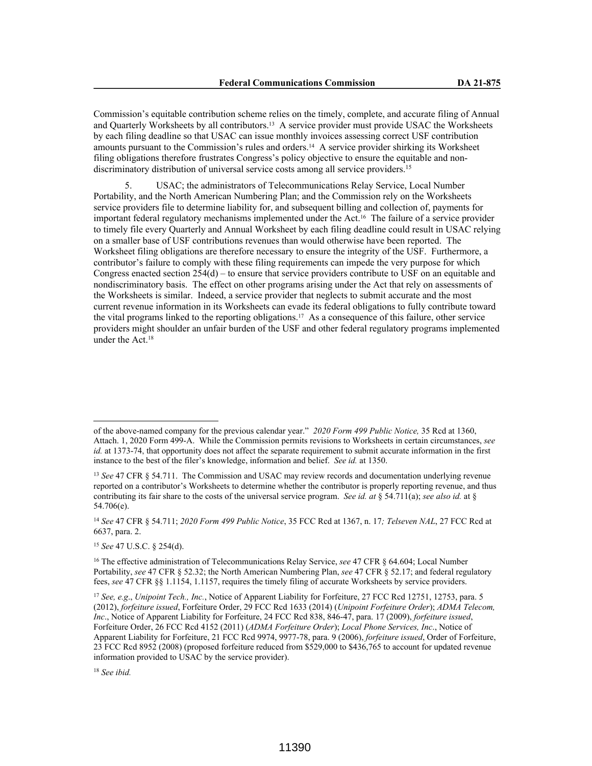Commission's equitable contribution scheme relies on the timely, complete, and accurate filing of Annual and Quarterly Worksheets by all contributors.[13] A service provider must provide USAC the Worksheets by each filing deadline so that USAC can issue monthly invoices assessing correct USF contribution amounts pursuant to the Commission's rules and orders.[14] A service provider shirking its Worksheet filing obligations therefore frustrates Congress's policy objective to ensure the equitable and non-discriminatory distribution of universal service costs among all service providers.[15]

5. USAC; the administrators of Telecommunications Relay Service, Local Number Portability, and the North American Numbering Plan; and the Commission rely on the Worksheets service providers file to determine liability for, and subsequent billing and collection of, payments for important federal regulatory mechanisms implemented under the Act.[16] The failure of a service provider to timely file every Quarterly and Annual Worksheet by each filing deadline could result in USAC relying on a smaller base of USF contributions revenues than would otherwise have been reported. The Worksheet filing obligations are therefore necessary to ensure the integrity of the USF. Furthermore, a contributor's failure to comply with these filing requirements can impede the very purpose for which Congress enacted section 254(d) – to ensure that service providers contribute to USF on an equitable and nondiscriminatory basis. The effect on other programs arising under the Act that rely on assessments of the Worksheets is similar. Indeed, a service provider that neglects to submit accurate and the most current revenue information in its Worksheets can evade its federal obligations to fully contribute toward the vital programs linked to the reporting obligations.[17] As a consequence of this failure, other service providers might shoulder an unfair burden of the USF and other federal regulatory programs implemented under the Act.[18]

---

of the above-named company for the previous calendar year." *2020 Form 499 Public Notice,* 35 Rcd at 1360, Attach. 1, 2020 Form 499-A. While the Commission permits revisions to Worksheets in certain circumstances, *see id.* at 1373-74, that opportunity does not affect the separate requirement to submit accurate information in the first instance to the best of the filer's knowledge, information and belief. *See id.* at 1350.

[13] *See* 47 CFR § 54.711. The Commission and USAC may review records and documentation underlying revenue reported on a contributor's Worksheets to determine whether the contributor is properly reporting revenue, and thus contributing its fair share to the costs of the universal service program. *See id. at* § 54.711(a); *see also id.* at § 54.706(e).

[14] *See* 47 CFR § 54.711; *2020 Form 499 Public Notice*, 35 FCC Rcd at 1367, n. 17*; Telseven NAL*, 27 FCC Rcd at 6637, para. 2.

[15] *See* 47 U.S.C. § 254(d).

[16] The effective administration of Telecommunications Relay Service, *see* 47 CFR § 64.604; Local Number Portability, *see* 47 CFR § 52.32; the North American Numbering Plan, *see* 47 CFR § 52.17; and federal regulatory fees, *see* 47 CFR §§ 1.1154, 1.1157, requires the timely filing of accurate Worksheets by service providers.

[17] *See, e.g*., *Unipoint Tech., Inc.*, Notice of Apparent Liability for Forfeiture, 27 FCC Rcd 12751, 12753, para. 5 (2012), *forfeiture issued*, Forfeiture Order, 29 FCC Rcd 1633 (2014) (*Unipoint Forfeiture Order*); *ADMA Telecom, Inc*., Notice of Apparent Liability for Forfeiture, 24 FCC Rcd 838, 846-47, para. 17 (2009), *forfeiture issued*, Forfeiture Order, 26 FCC Rcd 4152 (2011) (*ADMA Forfeiture Order*); *Local Phone Services, Inc*., Notice of Apparent Liability for Forfeiture, 21 FCC Rcd 9974, 9977-78, para. 9 (2006), *forfeiture issued*, Order of Forfeiture, 23 FCC Rcd 8952 (2008) (proposed forfeiture reduced from $529,000 to $436,765 to account for updated revenue information provided to USAC by the service provider).

[18] *See ibid.*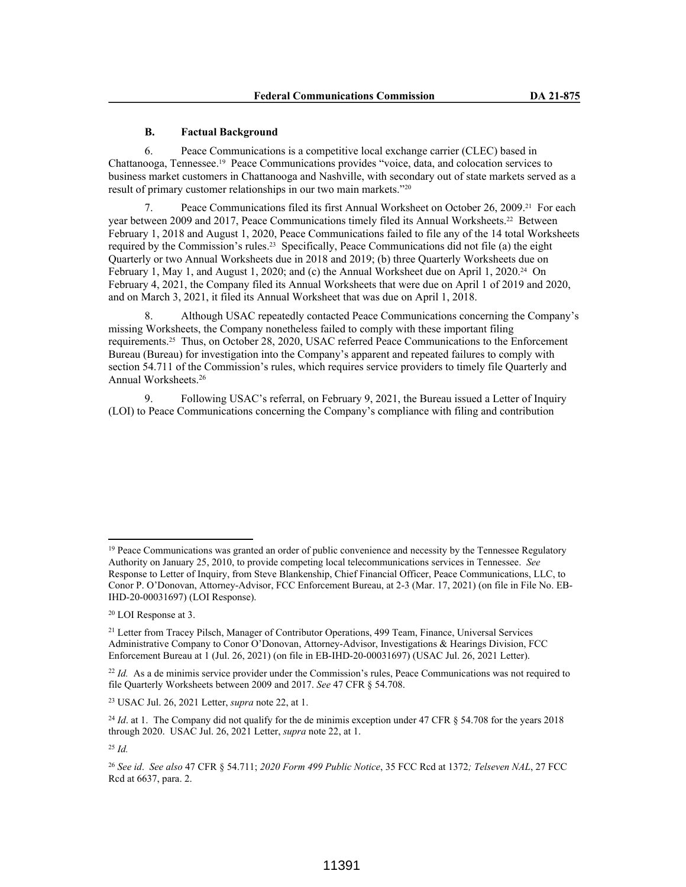### B. Factual Background

6. Peace Communications is a competitive local exchange carrier (CLEC) based in Chattanooga, Tennessee.[19] Peace Communications provides "voice, data, and colocation services to business market customers in Chattanooga and Nashville, with secondary out of state markets served as a result of primary customer relationships in our two main markets."[20]

7. Peace Communications filed its first Annual Worksheet on October 26, 2009.[21] For each year between 2009 and 2017, Peace Communications timely filed its Annual Worksheets.[22] Between February 1, 2018 and August 1, 2020, Peace Communications failed to file any of the 14 total Worksheets required by the Commission's rules.[23] Specifically, Peace Communications did not file (a) the eight Quarterly or two Annual Worksheets due in 2018 and 2019; (b) three Quarterly Worksheets due on February 1, May 1, and August 1, 2020; and (c) the Annual Worksheet due on April 1, 2020.[24] On February 4, 2021, the Company filed its Annual Worksheets that were due on April 1 of 2019 and 2020, and on March 3, 2021, it filed its Annual Worksheet that was due on April 1, 2018.

8. Although USAC repeatedly contacted Peace Communications concerning the Company's missing Worksheets, the Company nonetheless failed to comply with these important filing requirements.[25] Thus, on October 28, 2020, USAC referred Peace Communications to the Enforcement Bureau (Bureau) for investigation into the Company's apparent and repeated failures to comply with section 54.711 of the Commission's rules, which requires service providers to timely file Quarterly and Annual Worksheets.[26]

9. Following USAC's referral, on February 9, 2021, the Bureau issued a Letter of Inquiry (LOI) to Peace Communications concerning the Company's compliance with filing and contribution

---

[19] Peace Communications was granted an order of public convenience and necessity by the Tennessee Regulatory Authority on January 25, 2010, to provide competing local telecommunications services in Tennessee. *See* Response to Letter of Inquiry, from Steve Blankenship, Chief Financial Officer, Peace Communications, LLC, to Conor P. O'Donovan, Attorney-Advisor, FCC Enforcement Bureau, at 2-3 (Mar. 17, 2021) (on file in File No. EB-IHD-20-00031697) (LOI Response).

[20] LOI Response at 3.

[21] Letter from Tracey Pilsch, Manager of Contributor Operations, 499 Team, Finance, Universal Services Administrative Company to Conor O'Donovan, Attorney-Advisor, Investigations & Hearings Division, FCC Enforcement Bureau at 1 (Jul. 26, 2021) (on file in EB-IHD-20-00031697) (USAC Jul. 26, 2021 Letter).

[22] *Id.* As a de minimis service provider under the Commission's rules, Peace Communications was not required to file Quarterly Worksheets between 2009 and 2017. *See* 47 CFR § 54.708.

[23] USAC Jul. 26, 2021 Letter, *supra* note 22, at 1.

[24] *Id*. at 1. The Company did not qualify for the de minimis exception under 47 CFR § 54.708 for the years 2018 through 2020. USAC Jul. 26, 2021 Letter, *supra* note 22, at 1.

[25] *Id.*

[26] *See id*. *See also* 47 CFR § 54.711; *2020 Form 499 Public Notice*, 35 FCC Rcd at 1372*; Telseven NAL*, 27 FCC Rcd at 6637, para. 2.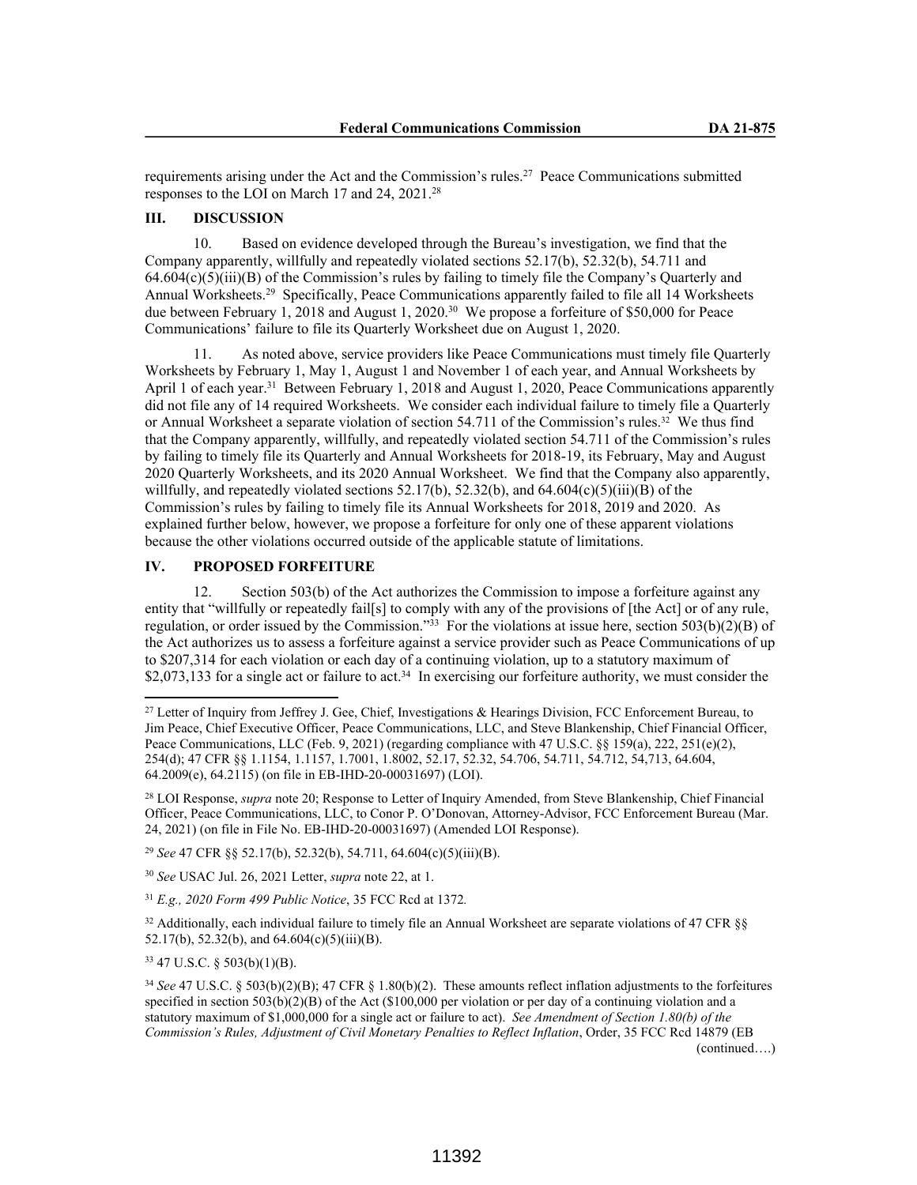requirements arising under the Act and the Commission's rules.[27] Peace Communications submitted responses to the LOI on March 17 and 24, 2021.[28]

## III. DISCUSSION

10. Based on evidence developed through the Bureau's investigation, we find that the Company apparently, willfully and repeatedly violated sections 52.17(b), 52.32(b), 54.711 and 64.604(c)(5)(iii)(B) of the Commission's rules by failing to timely file the Company's Quarterly and Annual Worksheets.[29] Specifically, Peace Communications apparently failed to file all 14 Worksheets due between February 1, 2018 and August 1, 2020.[30] We propose a forfeiture of $50,000 for Peace Communications' failure to file its Quarterly Worksheet due on August 1, 2020.

11. As noted above, service providers like Peace Communications must timely file Quarterly Worksheets by February 1, May 1, August 1 and November 1 of each year, and Annual Worksheets by April 1 of each year.[31] Between February 1, 2018 and August 1, 2020, Peace Communications apparently did not file any of 14 required Worksheets. We consider each individual failure to timely file a Quarterly or Annual Worksheet a separate violation of section 54.711 of the Commission's rules.[32] We thus find that the Company apparently, willfully, and repeatedly violated section 54.711 of the Commission's rules by failing to timely file its Quarterly and Annual Worksheets for 2018-19, its February, May and August 2020 Quarterly Worksheets, and its 2020 Annual Worksheet. We find that the Company also apparently, willfully, and repeatedly violated sections 52.17(b), 52.32(b), and 64.604(c)(5)(iii)(B) of the Commission's rules by failing to timely file its Annual Worksheets for 2018, 2019 and 2020. As explained further below, however, we propose a forfeiture for only one of these apparent violations because the other violations occurred outside of the applicable statute of limitations.

## IV. PROPOSED FORFEITURE

12. Section 503(b) of the Act authorizes the Commission to impose a forfeiture against any entity that "willfully or repeatedly fail[s] to comply with any of the provisions of [the Act] or of any rule, regulation, or order issued by the Commission."[33] For the violations at issue here, section 503(b)(2)(B) of the Act authorizes us to assess a forfeiture against a service provider such as Peace Communications of up to $207,314 for each violation or each day of a continuing violation, up to a statutory maximum of $2,073,133 for a single act or failure to act.[34] In exercising our forfeiture authority, we must consider the

---

[27] Letter of Inquiry from Jeffrey J. Gee, Chief, Investigations & Hearings Division, FCC Enforcement Bureau, to Jim Peace, Chief Executive Officer, Peace Communications, LLC, and Steve Blankenship, Chief Financial Officer, Peace Communications, LLC (Feb. 9, 2021) (regarding compliance with 47 U.S.C. §§ 159(a), 222, 251(e)(2), 254(d); 47 CFR §§ 1.1154, 1.1157, 1.7001, 1.8002, 52.17, 52.32, 54.706, 54.711, 54.712, 54,713, 64.604, 64.2009(e), 64.2115) (on file in EB-IHD-20-00031697) (LOI).

[28] LOI Response, *supra* note 20; Response to Letter of Inquiry Amended, from Steve Blankenship, Chief Financial Officer, Peace Communications, LLC, to Conor P. O'Donovan, Attorney-Advisor, FCC Enforcement Bureau (Mar. 24, 2021) (on file in File No. EB-IHD-20-00031697) (Amended LOI Response).

[29] *See* 47 CFR §§ 52.17(b), 52.32(b), 54.711, 64.604(c)(5)(iii)(B).

[30] *See* USAC Jul. 26, 2021 Letter, *supra* note 22, at 1.

[31] *E.g., 2020 Form 499 Public Notice*, 35 FCC Rcd at 1372.

[32] Additionally, each individual failure to timely file an Annual Worksheet are separate violations of 47 CFR §§ 52.17(b), 52.32(b), and 64.604(c)(5)(iii)(B).

[33] 47 U.S.C. § 503(b)(1)(B).

[34] *See* 47 U.S.C. § 503(b)(2)(B); 47 CFR § 1.80(b)(2). These amounts reflect inflation adjustments to the forfeitures specified in section 503(b)(2)(B) of the Act ($100,000 per violation or per day of a continuing violation and a statutory maximum of $1,000,000 for a single act or failure to act). *See Amendment of Section 1.80(b) of the Commission's Rules, Adjustment of Civil Monetary Penalties to Reflect Inflation*, Order, 35 FCC Rcd 14879 (EB (continued….)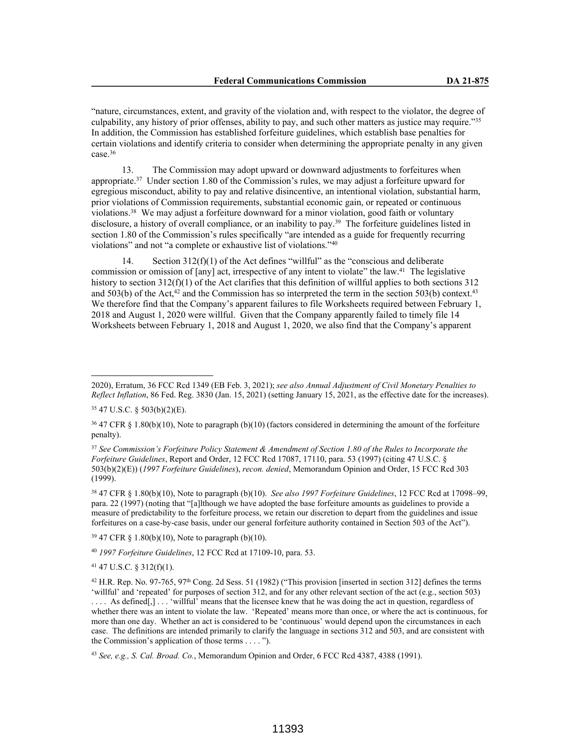"nature, circumstances, extent, and gravity of the violation and, with respect to the violator, the degree of culpability, any history of prior offenses, ability to pay, and such other matters as justice may require."[35] In addition, the Commission has established forfeiture guidelines, which establish base penalties for certain violations and identify criteria to consider when determining the appropriate penalty in any given case.[36]

13. The Commission may adopt upward or downward adjustments to forfeitures when appropriate.[37] Under section 1.80 of the Commission's rules, we may adjust a forfeiture upward for egregious misconduct, ability to pay and relative disincentive, an intentional violation, substantial harm, prior violations of Commission requirements, substantial economic gain, or repeated or continuous violations.[38] We may adjust a forfeiture downward for a minor violation, good faith or voluntary disclosure, a history of overall compliance, or an inability to pay.[39] The forfeiture guidelines listed in section 1.80 of the Commission's rules specifically "are intended as a guide for frequently recurring violations" and not "a complete or exhaustive list of violations."[40]

14. Section 312(f)(1) of the Act defines "willful" as the "conscious and deliberate commission or omission of [any] act, irrespective of any intent to violate" the law.[41] The legislative history to section 312(f)(1) of the Act clarifies that this definition of willful applies to both sections 312 and 503(b) of the Act,[42] and the Commission has so interpreted the term in the section 503(b) context.[43] We therefore find that the Company's apparent failures to file Worksheets required between February 1, 2018 and August 1, 2020 were willful. Given that the Company apparently failed to timely file 14 Worksheets between February 1, 2018 and August 1, 2020, we also find that the Company's apparent

---

2020), Erratum, 36 FCC Rcd 1349 (EB Feb. 3, 2021); *see also Annual Adjustment of Civil Monetary Penalties to Reflect Inflation*, 86 Fed. Reg. 3830 (Jan. 15, 2021) (setting January 15, 2021, as the effective date for the increases).

[35] 47 U.S.C. § 503(b)(2)(E).

[36] 47 CFR § 1.80(b)(10), Note to paragraph (b)(10) (factors considered in determining the amount of the forfeiture penalty).

[37] *See Commission's Forfeiture Policy Statement & Amendment of Section 1.80 of the Rules to Incorporate the Forfeiture Guidelines*, Report and Order, 12 FCC Rcd 17087, 17110, para. 53 (1997) (citing 47 U.S.C. § 503(b)(2)(E)) (*1997 Forfeiture Guidelines*), *recon. denied*, Memorandum Opinion and Order, 15 FCC Rcd 303 (1999).

[38] 47 CFR § 1.80(b)(10), Note to paragraph (b)(10). *See also 1997 Forfeiture Guidelines*, 12 FCC Rcd at 17098–99, para. 22 (1997) (noting that "[a]lthough we have adopted the base forfeiture amounts as guidelines to provide a measure of predictability to the forfeiture process, we retain our discretion to depart from the guidelines and issue forfeitures on a case-by-case basis, under our general forfeiture authority contained in Section 503 of the Act").

[39] 47 CFR § 1.80(b)(10), Note to paragraph (b)(10).

[40] *1997 Forfeiture Guidelines*, 12 FCC Rcd at 17109-10, para. 53.

[41] 47 U.S.C. § 312(f)(1).

[42] H.R. Rep. No. 97-765, 97th Cong. 2d Sess. 51 (1982) ("This provision [inserted in section 312] defines the terms 'willful' and 'repeated' for purposes of section 312, and for any other relevant section of the act (e.g., section 503) . . . . As defined[,] . . . 'willful' means that the licensee knew that he was doing the act in question, regardless of whether there was an intent to violate the law. 'Repeated' means more than once, or where the act is continuous, for more than one day. Whether an act is considered to be 'continuous' would depend upon the circumstances in each case. The definitions are intended primarily to clarify the language in sections 312 and 503, and are consistent with the Commission's application of those terms . . . . ").

[43] *See, e.g., S. Cal. Broad. Co.*, Memorandum Opinion and Order, 6 FCC Rcd 4387, 4388 (1991).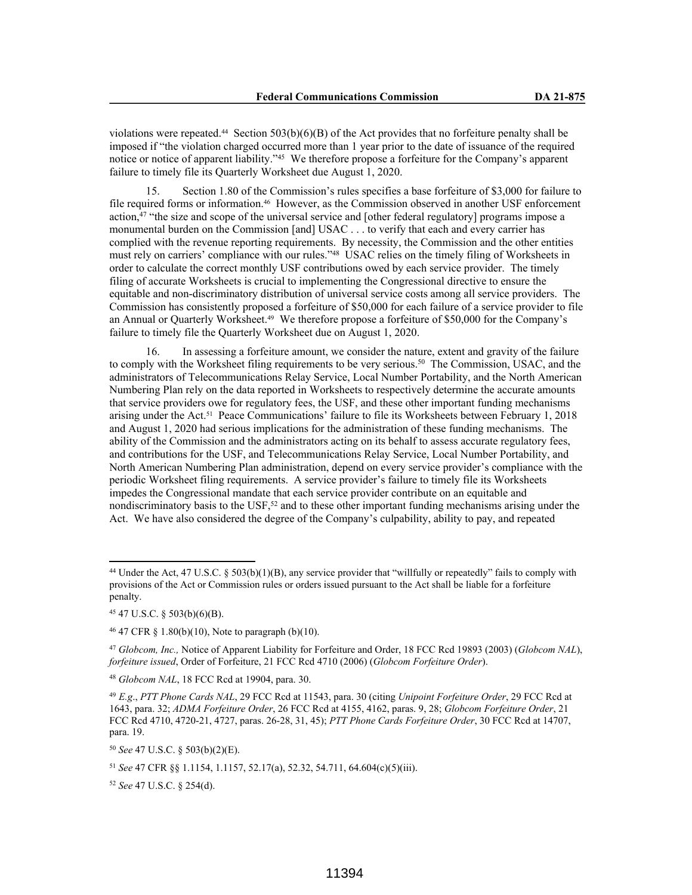violations were repeated.[44] Section 503(b)(6)(B) of the Act provides that no forfeiture penalty shall be imposed if "the violation charged occurred more than 1 year prior to the date of issuance of the required notice or notice of apparent liability."[45] We therefore propose a forfeiture for the Company's apparent failure to timely file its Quarterly Worksheet due August 1, 2020.

15. Section 1.80 of the Commission's rules specifies a base forfeiture of $3,000 for failure to file required forms or information.[46] However, as the Commission observed in another USF enforcement action,[47] "the size and scope of the universal service and [other federal regulatory] programs impose a monumental burden on the Commission [and] USAC . . . to verify that each and every carrier has complied with the revenue reporting requirements. By necessity, the Commission and the other entities must rely on carriers' compliance with our rules."[48] USAC relies on the timely filing of Worksheets in order to calculate the correct monthly USF contributions owed by each service provider. The timely filing of accurate Worksheets is crucial to implementing the Congressional directive to ensure the equitable and non-discriminatory distribution of universal service costs among all service providers. The Commission has consistently proposed a forfeiture of $50,000 for each failure of a service provider to file an Annual or Quarterly Worksheet.[49] We therefore propose a forfeiture of $50,000 for the Company's failure to timely file the Quarterly Worksheet due on August 1, 2020.

16. In assessing a forfeiture amount, we consider the nature, extent and gravity of the failure to comply with the Worksheet filing requirements to be very serious.[50] The Commission, USAC, and the administrators of Telecommunications Relay Service, Local Number Portability, and the North American Numbering Plan rely on the data reported in Worksheets to respectively determine the accurate amounts that service providers owe for regulatory fees, the USF, and these other important funding mechanisms arising under the Act.[51] Peace Communications' failure to file its Worksheets between February 1, 2018 and August 1, 2020 had serious implications for the administration of these funding mechanisms. The ability of the Commission and the administrators acting on its behalf to assess accurate regulatory fees, and contributions for the USF, and Telecommunications Relay Service, Local Number Portability, and North American Numbering Plan administration, depend on every service provider's compliance with the periodic Worksheet filing requirements. A service provider's failure to timely file its Worksheets impedes the Congressional mandate that each service provider contribute on an equitable and nondiscriminatory basis to the USF,[52] and to these other important funding mechanisms arising under the Act. We have also considered the degree of the Company's culpability, ability to pay, and repeated

---

[44] Under the Act, 47 U.S.C. § 503(b)(1)(B), any service provider that "willfully or repeatedly" fails to comply with provisions of the Act or Commission rules or orders issued pursuant to the Act shall be liable for a forfeiture penalty.

[45] 47 U.S.C. § 503(b)(6)(B).

[46] 47 CFR § 1.80(b)(10), Note to paragraph (b)(10).

[47] *Globcom, Inc.,* Notice of Apparent Liability for Forfeiture and Order, 18 FCC Rcd 19893 (2003) (*Globcom NAL*), *forfeiture issued*, Order of Forfeiture, 21 FCC Rcd 4710 (2006) (*Globcom Forfeiture Order*).

[48] *Globcom NAL*, 18 FCC Rcd at 19904, para. 30.

[49] *E.g.*, *PTT Phone Cards NAL*, 29 FCC Rcd at 11543, para. 30 (citing *Unipoint Forfeiture Order*, 29 FCC Rcd at 1643, para. 32; *ADMA Forfeiture Order*, 26 FCC Rcd at 4155, 4162, paras. 9, 28; *Globcom Forfeiture Order*, 21 FCC Rcd 4710, 4720-21, 4727, paras. 26-28, 31, 45); *PTT Phone Cards Forfeiture Order*, 30 FCC Rcd at 14707, para. 19.

[50] *See* 47 U.S.C. § 503(b)(2)(E).

[51] *See* 47 CFR §§ 1.1154, 1.1157, 52.17(a), 52.32, 54.711, 64.604(c)(5)(iii).

[52] *See* 47 U.S.C. § 254(d).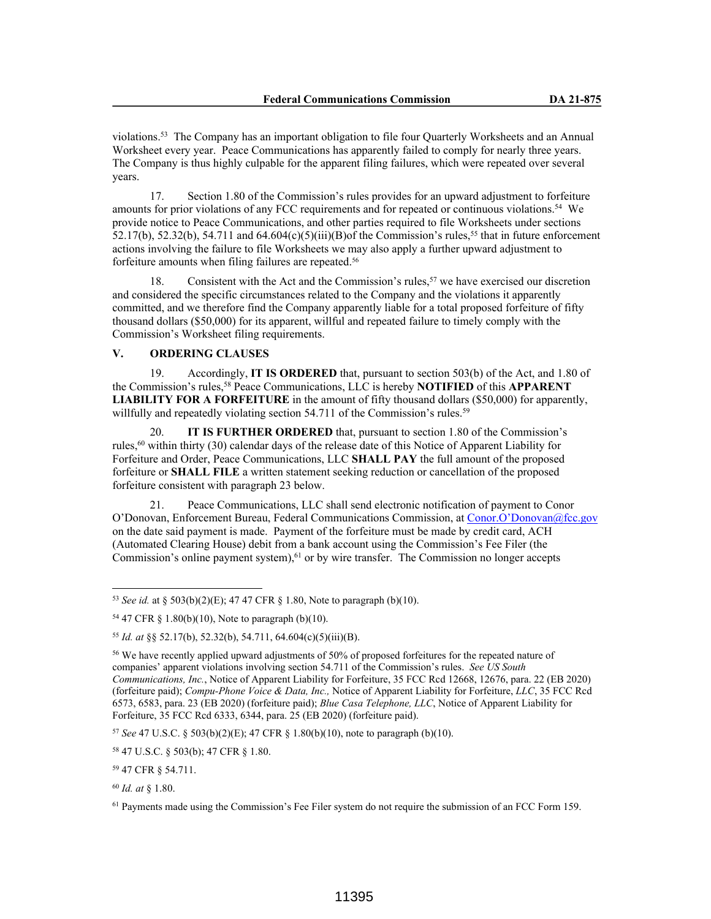violations.[53] The Company has an important obligation to file four Quarterly Worksheets and an Annual Worksheet every year. Peace Communications has apparently failed to comply for nearly three years. The Company is thus highly culpable for the apparent filing failures, which were repeated over several years.

17. Section 1.80 of the Commission's rules provides for an upward adjustment to forfeiture amounts for prior violations of any FCC requirements and for repeated or continuous violations.[54] We provide notice to Peace Communications, and other parties required to file Worksheets under sections 52.17(b), 52.32(b), 54.711 and 64.604(c)(5)(iii)(B)of the Commission's rules,[55] that in future enforcement actions involving the failure to file Worksheets we may also apply a further upward adjustment to forfeiture amounts when filing failures are repeated.[56]

18. Consistent with the Act and the Commission's rules,[57] we have exercised our discretion and considered the specific circumstances related to the Company and the violations it apparently committed, and we therefore find the Company apparently liable for a total proposed forfeiture of fifty thousand dollars ($50,000) for its apparent, willful and repeated failure to timely comply with the Commission's Worksheet filing requirements.

## V. ORDERING CLAUSES

19. Accordingly, **IT IS ORDERED** that, pursuant to section 503(b) of the Act, and 1.80 of the Commission's rules,[58] Peace Communications, LLC is hereby **NOTIFIED** of this **APPARENT LIABILITY FOR A FORFEITURE** in the amount of fifty thousand dollars ($50,000) for apparently, willfully and repeatedly violating section 54.711 of the Commission's rules.[59]

20. **IT IS FURTHER ORDERED** that, pursuant to section 1.80 of the Commission's rules,[60] within thirty (30) calendar days of the release date of this Notice of Apparent Liability for Forfeiture and Order, Peace Communications, LLC **SHALL PAY** the full amount of the proposed forfeiture or **SHALL FILE** a written statement seeking reduction or cancellation of the proposed forfeiture consistent with paragraph 23 below.

21. Peace Communications, LLC shall send electronic notification of payment to Conor O'Donovan, Enforcement Bureau, Federal Communications Commission, at Conor.O'Donovan@fcc.gov on the date said payment is made. Payment of the forfeiture must be made by credit card, ACH (Automated Clearing House) debit from a bank account using the Commission's Fee Filer (the Commission's online payment system),[61] or by wire transfer. The Commission no longer accepts

---

[53] *See id.* at § 503(b)(2)(E); 47 47 CFR § 1.80, Note to paragraph (b)(10).

[54] 47 CFR § 1.80(b)(10), Note to paragraph (b)(10).

[55] *Id. at* §§ 52.17(b), 52.32(b), 54.711, 64.604(c)(5)(iii)(B).

[56] We have recently applied upward adjustments of 50% of proposed forfeitures for the repeated nature of companies' apparent violations involving section 54.711 of the Commission's rules. *See US South Communications, Inc.*, Notice of Apparent Liability for Forfeiture, 35 FCC Rcd 12668, 12676, para. 22 (EB 2020) (forfeiture paid); *Compu-Phone Voice & Data, Inc.,* Notice of Apparent Liability for Forfeiture, *LLC*, 35 FCC Rcd 6573, 6583, para. 23 (EB 2020) (forfeiture paid); *Blue Casa Telephone, LLC*, Notice of Apparent Liability for Forfeiture, 35 FCC Rcd 6333, 6344, para. 25 (EB 2020) (forfeiture paid).

[57] *See* 47 U.S.C. § 503(b)(2)(E); 47 CFR § 1.80(b)(10), note to paragraph (b)(10).

[58] 47 U.S.C. § 503(b); 47 CFR § 1.80.

[59] 47 CFR § 54.711.

[60] *Id. at* § 1.80.

[61] Payments made using the Commission's Fee Filer system do not require the submission of an FCC Form 159.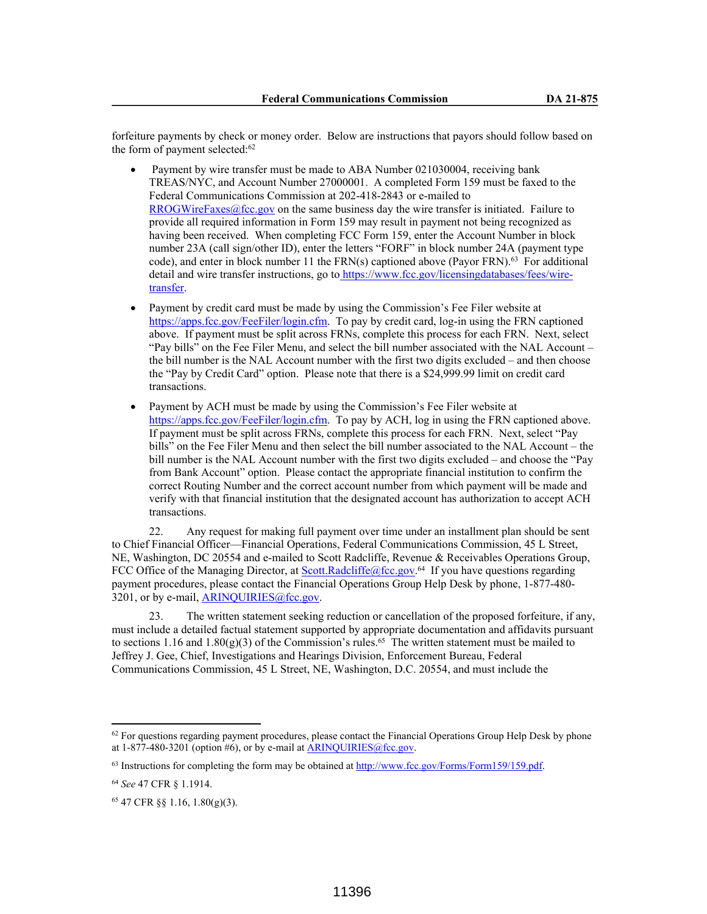forfeiture payments by check or money order. Below are instructions that payors should follow based on the form of payment selected:[62]

- Payment by wire transfer must be made to ABA Number 021030004, receiving bank TREAS/NYC, and Account Number 27000001. A completed Form 159 must be faxed to the Federal Communications Commission at 202-418-2843 or e-mailed to RROGWireFaxes@fcc.gov on the same business day the wire transfer is initiated. Failure to provide all required information in Form 159 may result in payment not being recognized as having been received. When completing FCC Form 159, enter the Account Number in block number 23A (call sign/other ID), enter the letters "FORF" in block number 24A (payment type code), and enter in block number 11 the FRN(s) captioned above (Payor FRN).[63] For additional detail and wire transfer instructions, go to https://www.fcc.gov/licensingdatabases/fees/wire-transfer.

- Payment by credit card must be made by using the Commission's Fee Filer website at https://apps.fcc.gov/FeeFiler/login.cfm. To pay by credit card, log-in using the FRN captioned above. If payment must be split across FRNs, complete this process for each FRN. Next, select "Pay bills" on the Fee Filer Menu, and select the bill number associated with the NAL Account – the bill number is the NAL Account number with the first two digits excluded – and then choose the "Pay by Credit Card" option. Please note that there is a $24,999.99 limit on credit card transactions.

- Payment by ACH must be made by using the Commission's Fee Filer website at https://apps.fcc.gov/FeeFiler/login.cfm. To pay by ACH, log in using the FRN captioned above. If payment must be split across FRNs, complete this process for each FRN. Next, select "Pay bills" on the Fee Filer Menu and then select the bill number associated to the NAL Account – the bill number is the NAL Account number with the first two digits excluded – and choose the "Pay from Bank Account" option. Please contact the appropriate financial institution to confirm the correct Routing Number and the correct account number from which payment will be made and verify with that financial institution that the designated account has authorization to accept ACH transactions.

22. Any request for making full payment over time under an installment plan should be sent to Chief Financial Officer—Financial Operations, Federal Communications Commission, 45 L Street, NE, Washington, DC 20554 and e-mailed to Scott Radcliffe, Revenue & Receivables Operations Group, FCC Office of the Managing Director, at Scott.Radcliffe@fcc.gov.[64] If you have questions regarding payment procedures, please contact the Financial Operations Group Help Desk by phone, 1-877-480-3201, or by e-mail, ARINQUIRIES@fcc.gov.

23. The written statement seeking reduction or cancellation of the proposed forfeiture, if any, must include a detailed factual statement supported by appropriate documentation and affidavits pursuant to sections 1.16 and 1.80(g)(3) of the Commission's rules.[65] The written statement must be mailed to Jeffrey J. Gee, Chief, Investigations and Hearings Division, Enforcement Bureau, Federal Communications Commission, 45 L Street, NE, Washington, D.C. 20554, and must include the

---

[62] For questions regarding payment procedures, please contact the Financial Operations Group Help Desk by phone at 1-877-480-3201 (option #6), or by e-mail at ARINQUIRIES@fcc.gov.

[63] Instructions for completing the form may be obtained at http://www.fcc.gov/Forms/Form159/159.pdf.

[64] *See* 47 CFR § 1.1914.

[65] 47 CFR §§ 1.16, 1.80(g)(3).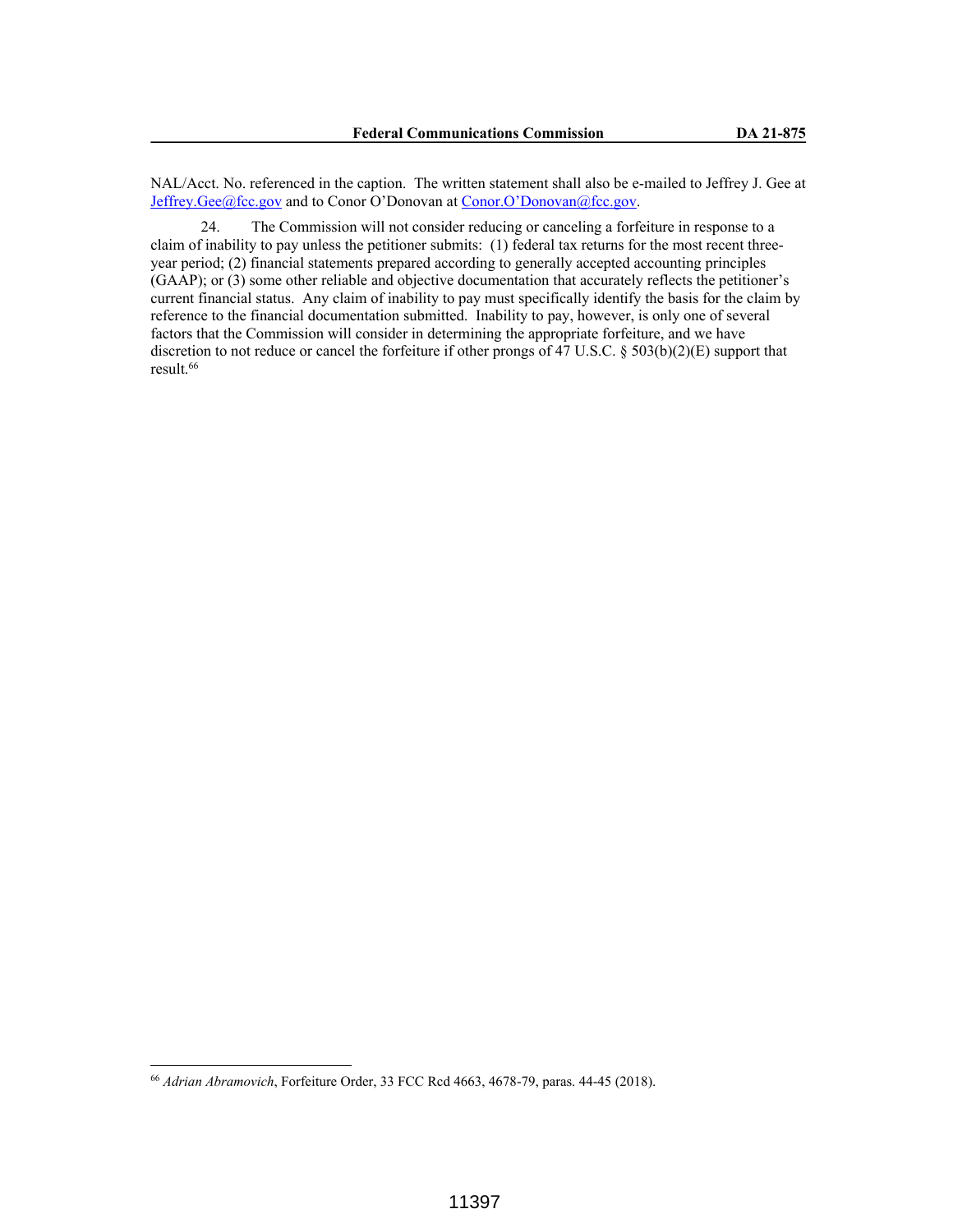NAL/Acct. No. referenced in the caption. The written statement shall also be e-mailed to Jeffrey J. Gee at Jeffrey.Gee@fcc.gov and to Conor O'Donovan at Conor.O'Donovan@fcc.gov.

24. The Commission will not consider reducing or canceling a forfeiture in response to a claim of inability to pay unless the petitioner submits: (1) federal tax returns for the most recent three-year period; (2) financial statements prepared according to generally accepted accounting principles (GAAP); or (3) some other reliable and objective documentation that accurately reflects the petitioner's current financial status. Any claim of inability to pay must specifically identify the basis for the claim by reference to the financial documentation submitted. Inability to pay, however, is only one of several factors that the Commission will consider in determining the appropriate forfeiture, and we have discretion to not reduce or cancel the forfeiture if other prongs of 47 U.S.C. § 503(b)(2)(E) support that result.[66]

---

[66] *Adrian Abramovich*, Forfeiture Order, 33 FCC Rcd 4663, 4678-79, paras. 44-45 (2018).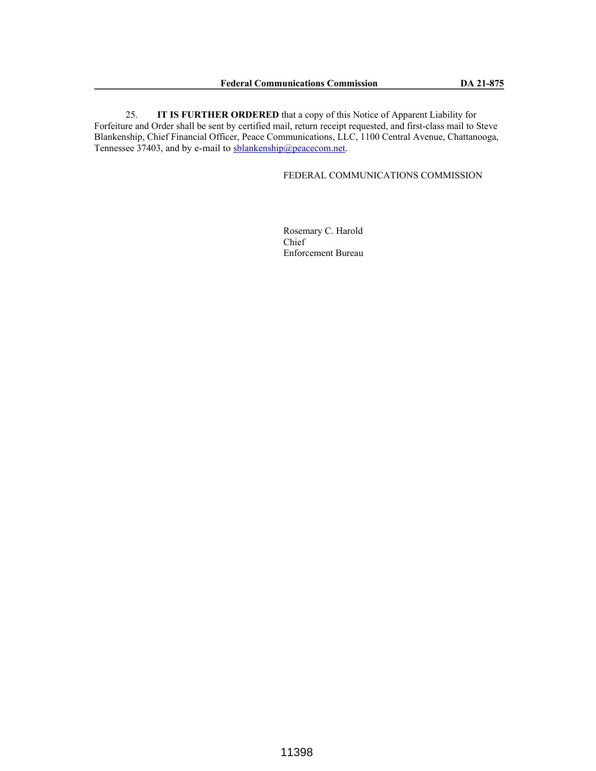25. **IT IS FURTHER ORDERED** that a copy of this Notice of Apparent Liability for Forfeiture and Order shall be sent by certified mail, return receipt requested, and first-class mail to Steve Blankenship, Chief Financial Officer, Peace Communications, LLC, 1100 Central Avenue, Chattanooga, Tennessee 37403, and by e-mail to sblankenship@peacecom.net.

FEDERAL COMMUNICATIONS COMMISSION

Rosemary C. Harold
Chief
Enforcement Bureau